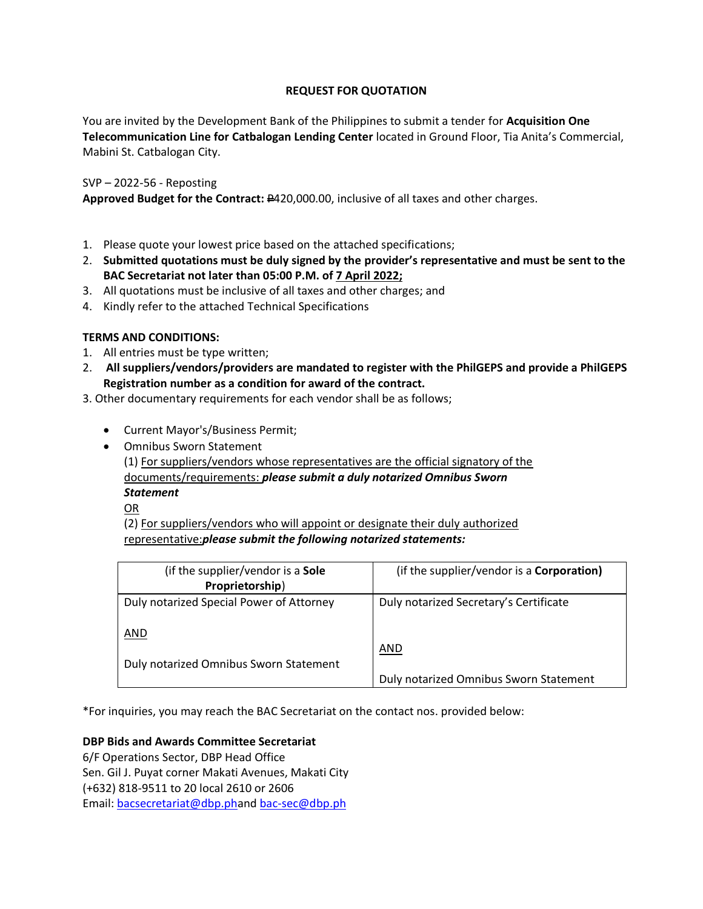# REQUEST FOR QUOTATION

You are invited by the Development Bank of the Philippines to submit a tender for **Acquisition One Telecommunication Line for Catbalogan Lending Center** located in Ground Floor, Tia Anita's Commercial, Mabini St. Catbalogan City.

SVP – 2022-56 - Reposting
**Approved Budget for the Contract:** ₱420,000.00, inclusive of all taxes and other charges.

1. Please quote your lowest price based on the attached specifications;
2. **Submitted quotations must be duly signed by the provider's representative and must be sent to the BAC Secretariat not later than 05:00 P.M. of <u>7 April 2022;</u>**
3. All quotations must be inclusive of all taxes and other charges; and
4. Kindly refer to the attached Technical Specifications

**TERMS AND CONDITIONS:**

1. All entries must be type written;
2. **All suppliers/vendors/providers are mandated to register with the PhilGEPS and provide a PhilGEPS Registration number as a condition for award of the contract.**
3. Other documentary requirements for each vendor shall be as follows;
   - Current Mayor's/Business Permit;
   - Omnibus Sworn Statement
     (1) <u>For suppliers/vendors whose representatives are the official signatory of the documents/requirements:</u> ***please submit a duly notarized Omnibus Sworn Statement***
     <u>OR</u>
     (2) <u>For suppliers/vendors who will appoint or designate their duly authorized representative:</u>***please submit the following notarized statements:***

| (if the supplier/vendor is a **Sole Proprietorship**) | (if the supplier/vendor is a **Corporation)** |
|---|---|
| Duly notarized Special Power of Attorney<br><br><u>AND</u><br><br>Duly notarized Omnibus Sworn Statement | Duly notarized Secretary's Certificate<br><br><u>AND</u><br><br>Duly notarized Omnibus Sworn Statement |

*For inquiries, you may reach the BAC Secretariat on the contact nos. provided below:

**DBP Bids and Awards Committee Secretariat**
6/F Operations Sector, DBP Head Office
Sen. Gil J. Puyat corner Makati Avenues, Makati City
(+632) 818-9511 to 20 local 2610 or 2606
Email: bacsecretariat@dbp.phand bac-sec@dbp.ph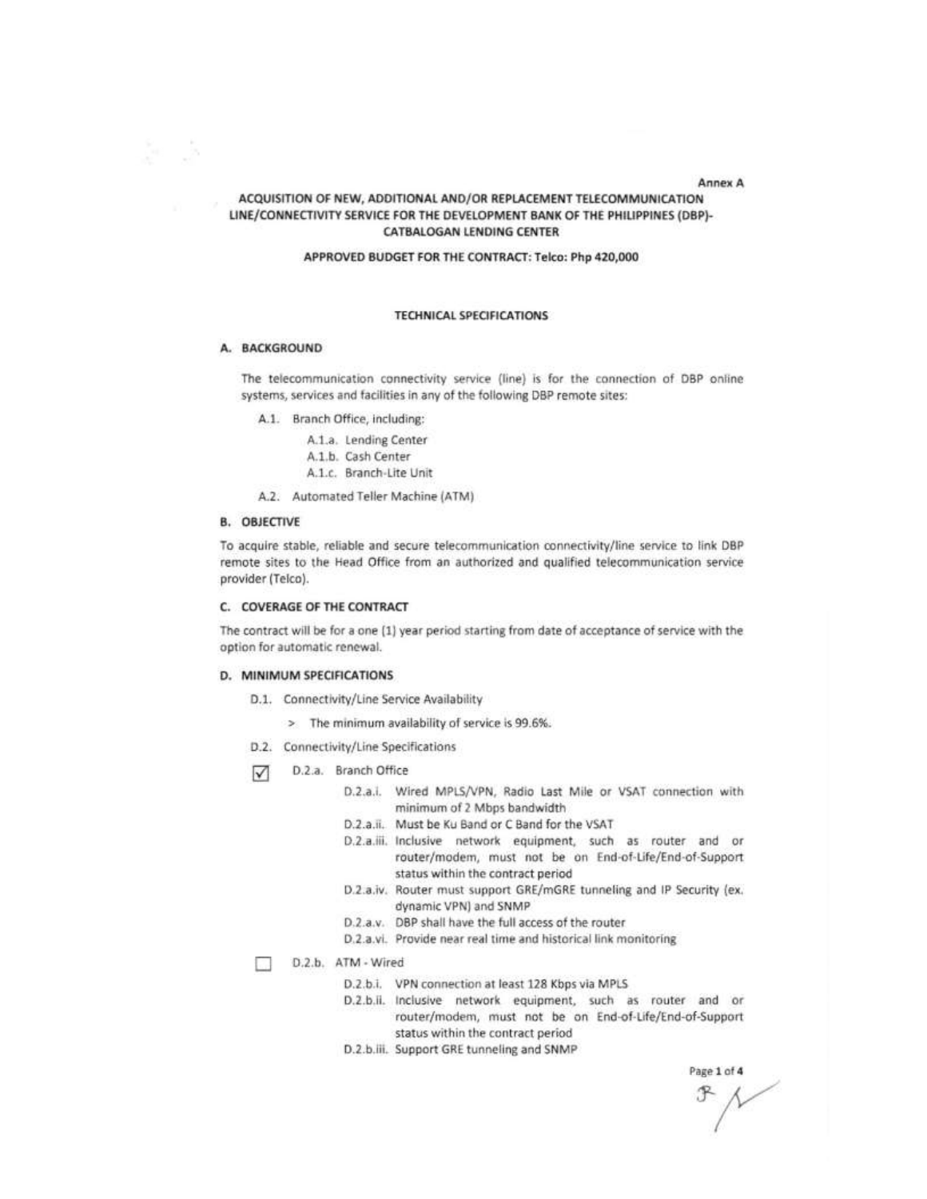Annex A

**ACQUISITION OF NEW, ADDITIONAL AND/OR REPLACEMENT TELECOMMUNICATION LINE/CONNECTIVITY SERVICE FOR THE DEVELOPMENT BANK OF THE PHILIPPINES (DBP)-CATBALOGAN LENDING CENTER**

**APPROVED BUDGET FOR THE CONTRACT: Telco: Php 420,000**

**TECHNICAL SPECIFICATIONS**

## A. BACKGROUND

The telecommunication connectivity service (line) is for the connection of DBP online systems, services and facilities in any of the following DBP remote sites:

- A.1. Branch Office, including:
  - A.1.a. Lending Center
  - A.1.b. Cash Center
  - A.1.c. Branch-Lite Unit
- A.2. Automated Teller Machine (ATM)

## B. OBJECTIVE

To acquire stable, reliable and secure telecommunication connectivity/line service to link DBP remote sites to the Head Office from an authorized and qualified telecommunication service provider (Telco).

## C. COVERAGE OF THE CONTRACT

The contract will be for a one (1) year period starting from date of acceptance of service with the option for automatic renewal.

## D. MINIMUM SPECIFICATIONS

- D.1. Connectivity/Line Service Availability
  - > The minimum availability of service is 99.6%.
- D.2. Connectivity/Line Specifications

☑ D.2.a. Branch Office

- D.2.a.i. Wired MPLS/VPN, Radio Last Mile or VSAT connection with minimum of 2 Mbps bandwidth
- D.2.a.ii. Must be Ku Band or C Band for the VSAT
- D.2.a.iii. Inclusive network equipment, such as router and or router/modem, must not be on End-of-Life/End-of-Support status within the contract period
- D.2.a.iv. Router must support GRE/mGRE tunneling and IP Security (ex. dynamic VPN) and SNMP
- D.2.a.v. DBP shall have the full access of the router
- D.2.a.vi. Provide near real time and historical link monitoring

☐ D.2.b. ATM - Wired

- D.2.b.i. VPN connection at least 128 Kbps via MPLS
- D.2.b.ii. Inclusive network equipment, such as router and or router/modem, must not be on End-of-Life/End-of-Support status within the contract period
- D.2.b.iii. Support GRE tunneling and SNMP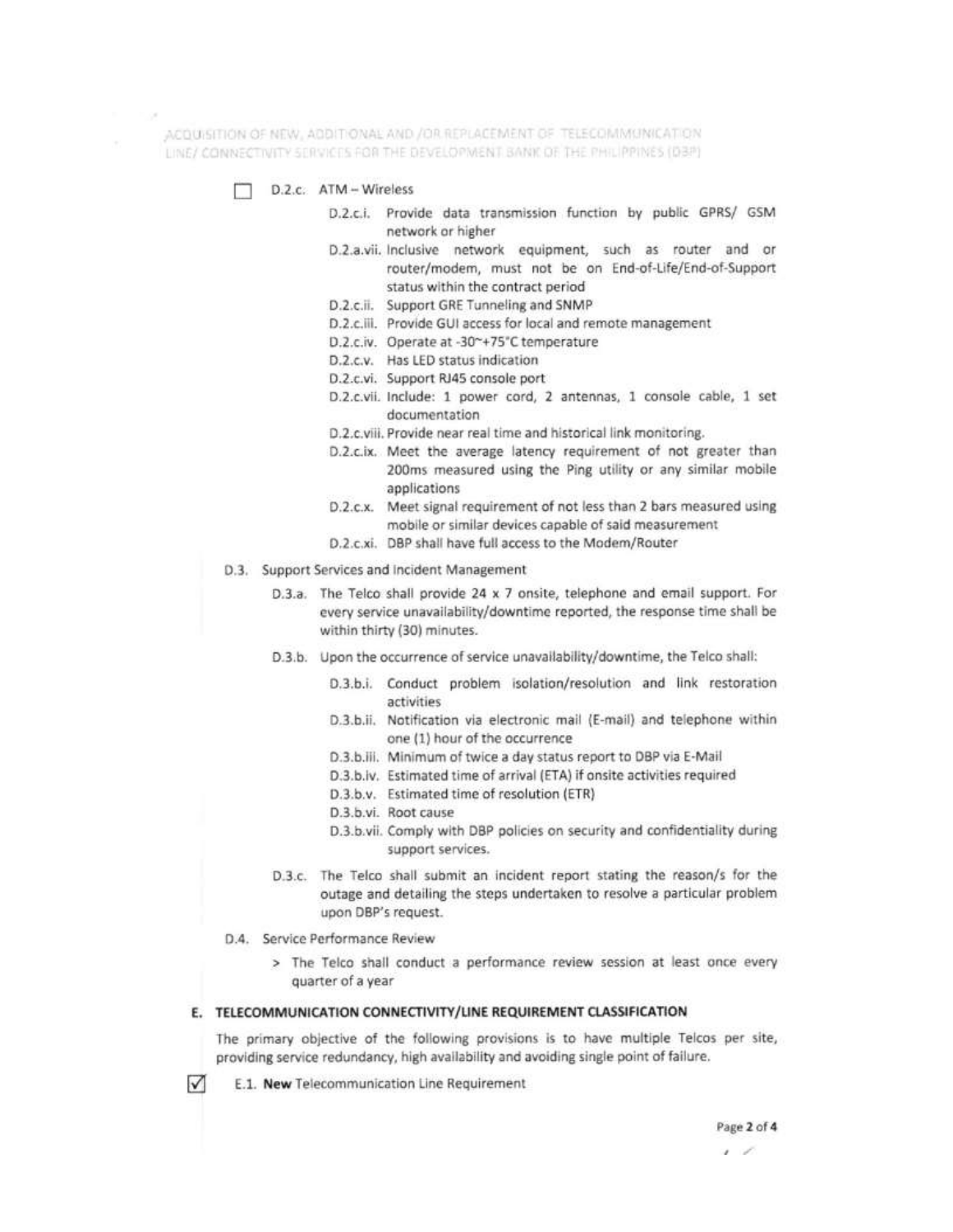☐ D.2.c. ATM – Wireless

- D.2.c.i. Provide data transmission function by public GPRS/ GSM network or higher
- D.2.a.vii. Inclusive network equipment, such as router and or router/modem, must not be on End-of-Life/End-of-Support status within the contract period
- D.2.c.ii. Support GRE Tunneling and SNMP
- D.2.c.iii. Provide GUI access for local and remote management
- D.2.c.iv. Operate at -30~+75°C temperature
- D.2.c.v. Has LED status indication
- D.2.c.vi. Support RJ45 console port
- D.2.c.vii. Include: 1 power cord, 2 antennas, 1 console cable, 1 set documentation
- D.2.c.viii. Provide near real time and historical link monitoring.
- D.2.c.ix. Meet the average latency requirement of not greater than 200ms measured using the Ping utility or any similar mobile applications
- D.2.c.x. Meet signal requirement of not less than 2 bars measured using mobile or similar devices capable of said measurement
- D.2.c.xi. DBP shall have full access to the Modem/Router

D.3. Support Services and Incident Management

- D.3.a. The Telco shall provide 24 x 7 onsite, telephone and email support. For every service unavailability/downtime reported, the response time shall be within thirty (30) minutes.
- D.3.b. Upon the occurrence of service unavailability/downtime, the Telco shall:
  - D.3.b.i. Conduct problem isolation/resolution and link restoration activities
  - D.3.b.ii. Notification via electronic mail (E-mail) and telephone within one (1) hour of the occurrence
  - D.3.b.iii. Minimum of twice a day status report to DBP via E-Mail
  - D.3.b.iv. Estimated time of arrival (ETA) if onsite activities required
  - D.3.b.v. Estimated time of resolution (ETR)
  - D.3.b.vi. Root cause
  - D.3.b.vii. Comply with DBP policies on security and confidentiality during support services.
- D.3.c. The Telco shall submit an incident report stating the reason/s for the outage and detailing the steps undertaken to resolve a particular problem upon DBP's request.

D.4. Service Performance Review

> The Telco shall conduct a performance review session at least once every quarter of a year

## E. TELECOMMUNICATION CONNECTIVITY/LINE REQUIREMENT CLASSIFICATION

The primary objective of the following provisions is to have multiple Telcos per site, providing service redundancy, high availability and avoiding single point of failure.

☑ E.1. **New** Telecommunication Line Requirement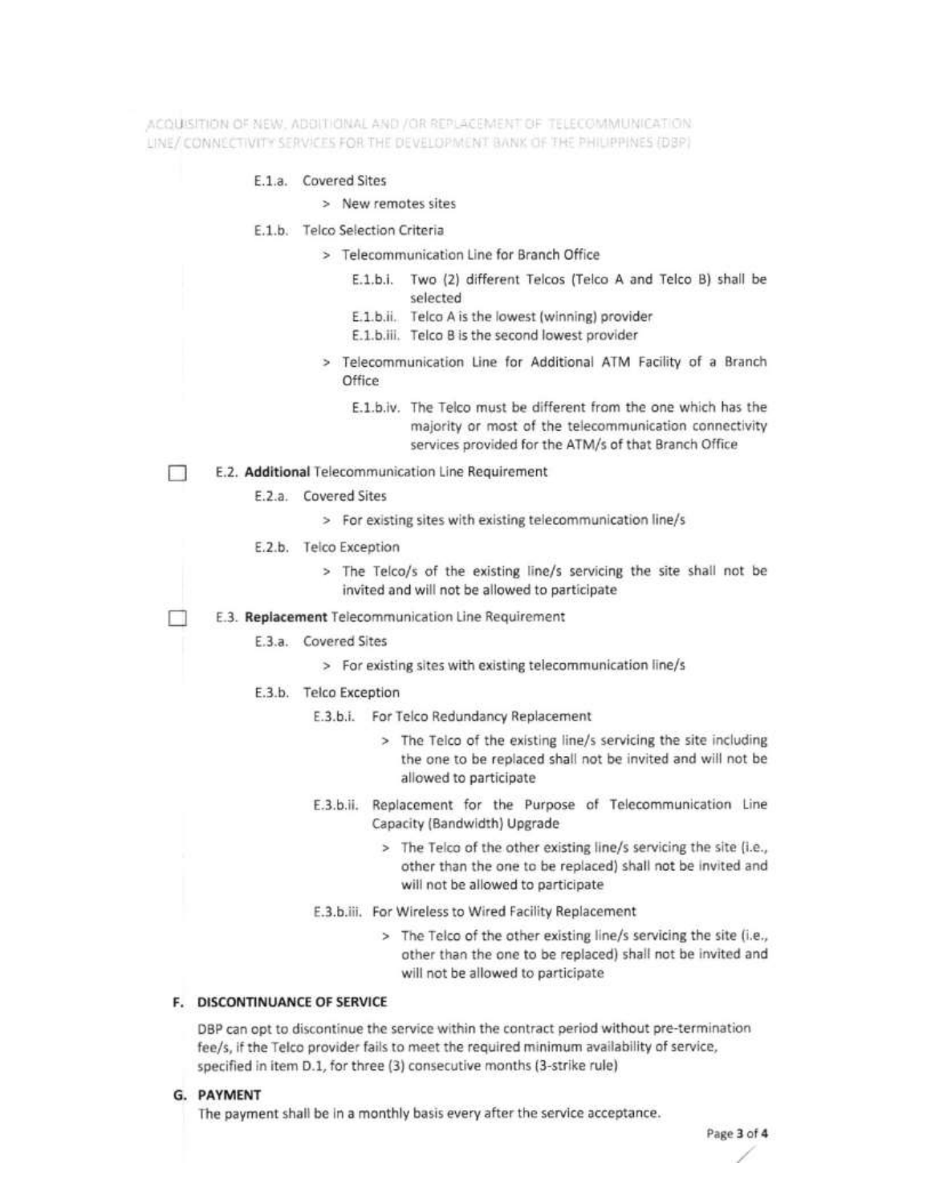E.1.a. Covered Sites

> New remotes sites

E.1.b. Telco Selection Criteria

> Telecommunication Line for Branch Office

E.1.b.i. Two (2) different Telcos (Telco A and Telco B) shall be selected

E.1.b.ii. Telco A is the lowest (winning) provider

E.1.b.iii. Telco B is the second lowest provider

> Telecommunication Line for Additional ATM Facility of a Branch Office

E.1.b.iv. The Telco must be different from the one which has the majority or most of the telecommunication connectivity services provided for the ATM/s of that Branch Office

☐ E.2. **Additional** Telecommunication Line Requirement

E.2.a. Covered Sites

> For existing sites with existing telecommunication line/s

E.2.b. Telco Exception

> The Telco/s of the existing line/s servicing the site shall not be invited and will not be allowed to participate

☐ E.3. **Replacement** Telecommunication Line Requirement

E.3.a. Covered Sites

> For existing sites with existing telecommunication line/s

E.3.b. Telco Exception

E.3.b.i. For Telco Redundancy Replacement

> The Telco of the existing line/s servicing the site including the one to be replaced shall not be invited and will not be allowed to participate

E.3.b.ii. Replacement for the Purpose of Telecommunication Line Capacity (Bandwidth) Upgrade

> The Telco of the other existing line/s servicing the site (i.e., other than the one to be replaced) shall not be invited and will not be allowed to participate

E.3.b.iii. For Wireless to Wired Facility Replacement

> The Telco of the other existing line/s servicing the site (i.e., other than the one to be replaced) shall not be invited and will not be allowed to participate

## F. DISCONTINUANCE OF SERVICE

DBP can opt to discontinue the service within the contract period without pre-termination fee/s, if the Telco provider fails to meet the required minimum availability of service, specified in item D.1, for three (3) consecutive months (3-strike rule)

## G. PAYMENT

The payment shall be in a monthly basis every after the service acceptance.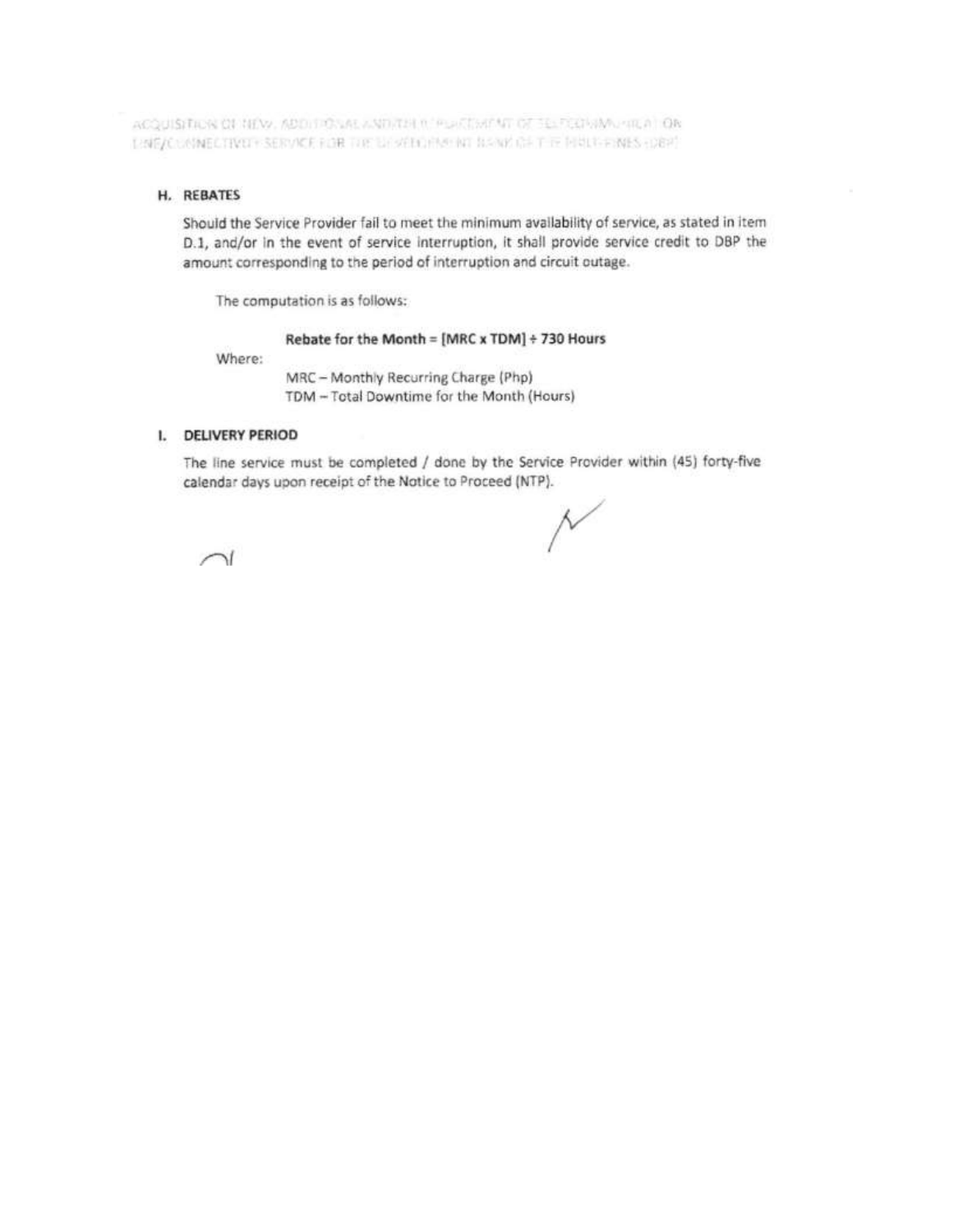## H. REBATES

Should the Service Provider fail to meet the minimum availability of service, as stated in item D.1, and/or in the event of service interruption, it shall provide service credit to DBP the amount corresponding to the period of interruption and circuit outage.

The computation is as follows:

**Rebate for the Month = [MRC x TDM] ÷ 730 Hours**

Where:

MRC – Monthly Recurring Charge (Php)
TDM – Total Downtime for the Month (Hours)

## I. DELIVERY PERIOD

The line service must be completed / done by the Service Provider within (45) forty-five calendar days upon receipt of the Notice to Proceed (NTP).